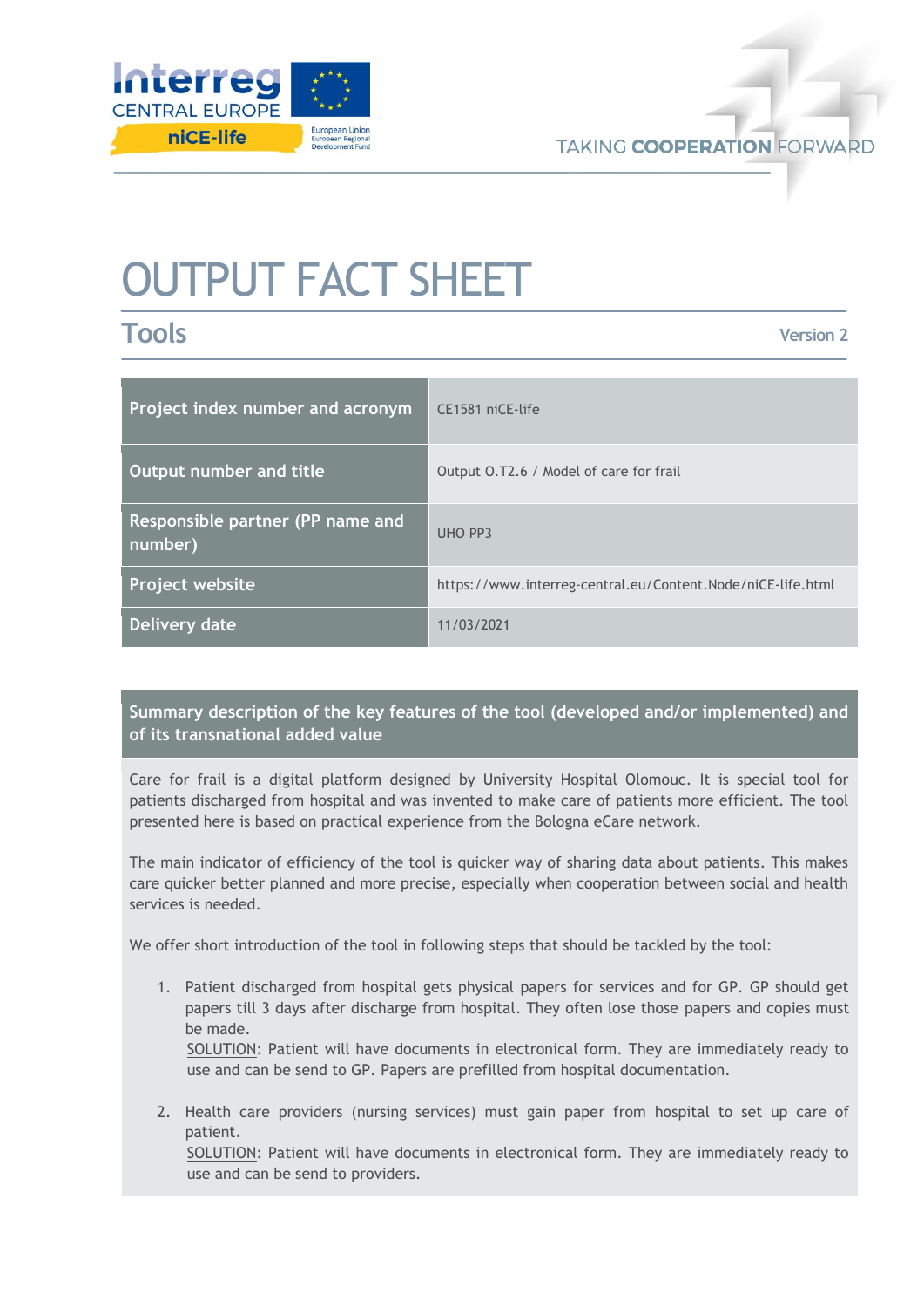# OUTPUT FACT SHEET

## Tools

Version 2

| Project index number and acronym | CE1581 niCE-life |
| --- | --- |
| Output number and title | Output O.T2.6 / Model of care for frail |
| Responsible partner (PP name and number) | UHO PP3 |
| Project website | https://www.interreg-central.eu/Content.Node/niCE-life.html |
| Delivery date | 11/03/2021 |

### Summary description of the key features of the tool (developed and/or implemented) and of its transnational added value

Care for frail is a digital platform designed by University Hospital Olomouc. It is special tool for patients discharged from hospital and was invented to make care of patients more efficient. The tool presented here is based on practical experience from the Bologna eCare network.

The main indicator of efficiency of the tool is quicker way of sharing data about patients. This makes care quicker better planned and more precise, especially when cooperation between social and health services is needed.

We offer short introduction of the tool in following steps that should be tackled by the tool:

1. Patient discharged from hospital gets physical papers for services and for GP. GP should get papers till 3 days after discharge from hospital. They often lose those papers and copies must be made.
   SOLUTION: Patient will have documents in electronical form. They are immediately ready to use and can be send to GP. Papers are prefilled from hospital documentation.

2. Health care providers (nursing services) must gain paper from hospital to set up care of patient.
   SOLUTION: Patient will have documents in electronical form. They are immediately ready to use and can be send to providers.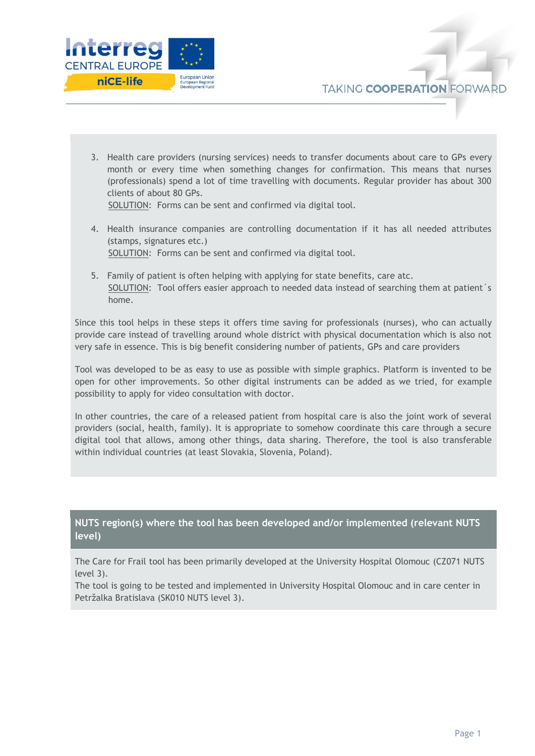3. Health care providers (nursing services) needs to transfer documents about care to GPs every month or every time when something changes for confirmation. This means that nurses (professionals) spend a lot of time travelling with documents. Regular provider has about 300 clients of about 80 GPs.
   SOLUTION: Forms can be sent and confirmed via digital tool.

4. Health insurance companies are controlling documentation if it has all needed attributes (stamps, signatures etc.)
   SOLUTION: Forms can be sent and confirmed via digital tool.

5. Family of patient is often helping with applying for state benefits, care atc.
   SOLUTION: Tool offers easier approach to needed data instead of searching them at patient´s home.

Since this tool helps in these steps it offers time saving for professionals (nurses), who can actually provide care instead of travelling around whole district with physical documentation which is also not very safe in essence. This is big benefit considering number of patients, GPs and care providers

Tool was developed to be as easy to use as possible with simple graphics. Platform is invented to be open for other improvements. So other digital instruments can be added as we tried, for example possibility to apply for video consultation with doctor.

In other countries, the care of a released patient from hospital care is also the joint work of several providers (social, health, family). It is appropriate to somehow coordinate this care through a secure digital tool that allows, among other things, data sharing. Therefore, the tool is also transferable within individual countries (at least Slovakia, Slovenia, Poland).

## NUTS region(s) where the tool has been developed and/or implemented (relevant NUTS level)

The Care for Frail tool has been primarily developed at the University Hospital Olomouc (CZ071 NUTS level 3).
The tool is going to be tested and implemented in University Hospital Olomouc and in care center in Petržalka Bratislava (SK010 NUTS level 3).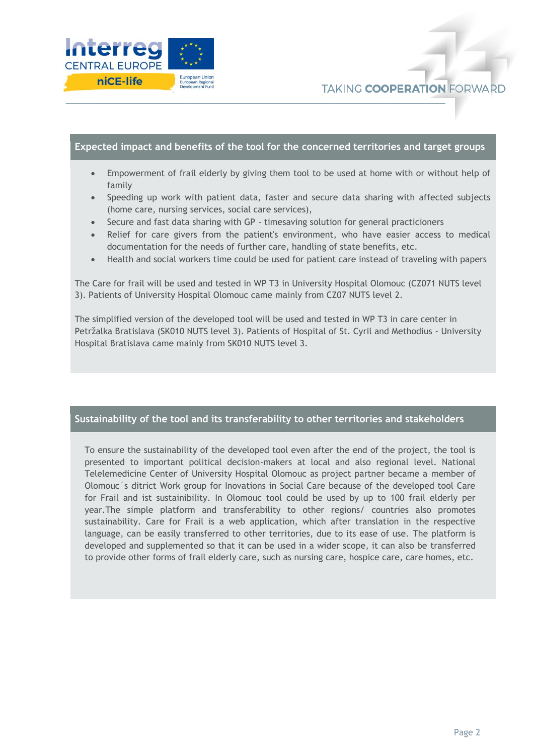## Expected impact and benefits of the tool for the concerned territories and target groups

- Empowerment of frail elderly by giving them tool to be used at home with or without help of family
- Speeding up work with patient data, faster and secure data sharing with affected subjects (home care, nursing services, social care services),
- Secure and fast data sharing with GP - timesaving solution for general practicioners
- Relief for care givers from the patient's environment, who have easier access to medical documentation for the needs of further care, handling of state benefits, etc.
- Health and social workers time could be used for patient care instead of traveling with papers

The Care for frail will be used and tested in WP T3 in University Hospital Olomouc (CZ071 NUTS level 3). Patients of University Hospital Olomouc came mainly from CZ07 NUTS level 2.

The simplified version of the developed tool will be used and tested in WP T3 in care center in Petržalka Bratislava (SK010 NUTS level 3). Patients of Hospital of St. Cyril and Methodius - University Hospital Bratislava came mainly from SK010 NUTS level 3.

## Sustainability of the tool and its transferability to other territories and stakeholders

To ensure the sustainability of the developed tool even after the end of the project, the tool is presented to important political decision-makers at local and also regional level. National Telelemedicine Center of University Hospital Olomouc as project partner became a member of Olomouc´s dirtict Work group for Inovations in Social Care because of the developed tool Care for Frail and ist sustainibility. In Olomouc tool could be used by up to 100 frail elderly per year.The simple platform and transferability to other regions/ countries also promotes sustainability. Care for Frail is a web application, which after translation in the respective language, can be easily transferred to other territories, due to its ease of use. The platform is developed and supplemented so that it can be used in a wider scope, it can also be transferred to provide other forms of frail elderly care, such as nursing care, hospice care, care homes, etc.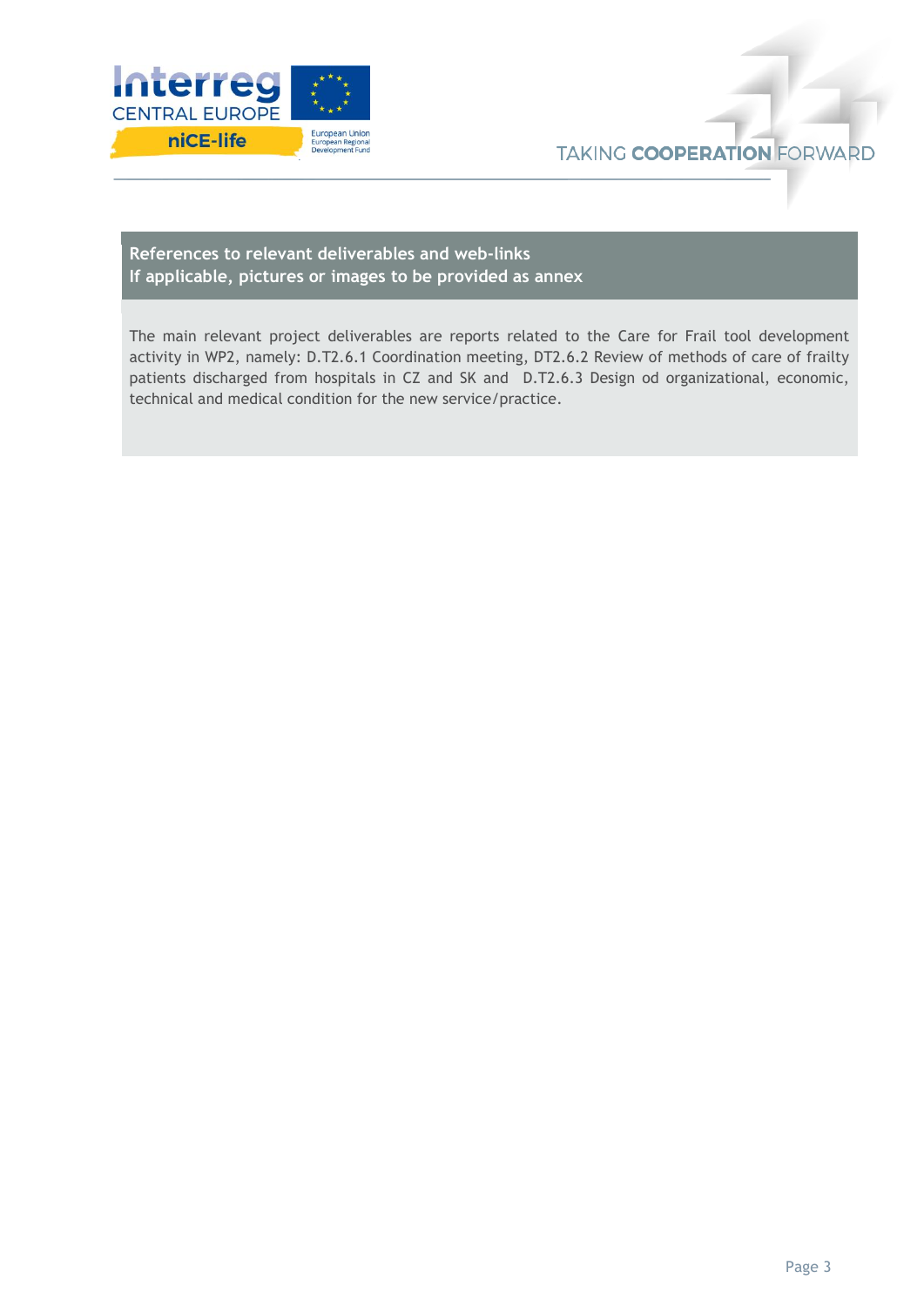**References to relevant deliverables and web-links**
**If applicable, pictures or images to be provided as annex**

The main relevant project deliverables are reports related to the Care for Frail tool development activity in WP2, namely: D.T2.6.1 Coordination meeting, DT2.6.2 Review of methods of care of frailty patients discharged from hospitals in CZ and SK and D.T2.6.3 Design od organizational, economic, technical and medical condition for the new service/practice.